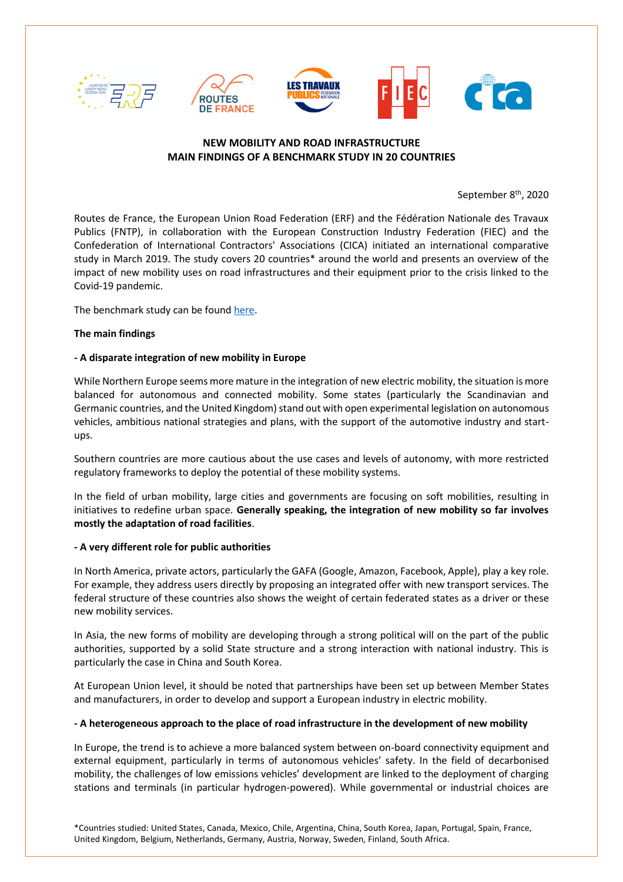# NEW MOBILITY AND ROAD INFRASTRUCTURE
## MAIN FINDINGS OF A BENCHMARK STUDY IN 20 COUNTRIES

September 8th, 2020

Routes de France, the European Union Road Federation (ERF) and the Fédération Nationale des Travaux Publics (FNTP), in collaboration with the European Construction Industry Federation (FIEC) and the Confederation of International Contractors' Associations (CICA) initiated an international comparative study in March 2019. The study covers 20 countries* around the world and presents an overview of the impact of new mobility uses on road infrastructures and their equipment prior to the crisis linked to the Covid-19 pandemic.

The benchmark study can be found here.

**The main findings**

**- A disparate integration of new mobility in Europe**

While Northern Europe seems more mature in the integration of new electric mobility, the situation is more balanced for autonomous and connected mobility. Some states (particularly the Scandinavian and Germanic countries, and the United Kingdom) stand out with open experimental legislation on autonomous vehicles, ambitious national strategies and plans, with the support of the automotive industry and start-ups.

Southern countries are more cautious about the use cases and levels of autonomy, with more restricted regulatory frameworks to deploy the potential of these mobility systems.

In the field of urban mobility, large cities and governments are focusing on soft mobilities, resulting in initiatives to redefine urban space. **Generally speaking, the integration of new mobility so far involves mostly the adaptation of road facilities**.

**- A very different role for public authorities**

In North America, private actors, particularly the GAFA (Google, Amazon, Facebook, Apple), play a key role. For example, they address users directly by proposing an integrated offer with new transport services. The federal structure of these countries also shows the weight of certain federated states as a driver or these new mobility services.

In Asia, the new forms of mobility are developing through a strong political will on the part of the public authorities, supported by a solid State structure and a strong interaction with national industry. This is particularly the case in China and South Korea.

At European Union level, it should be noted that partnerships have been set up between Member States and manufacturers, in order to develop and support a European industry in electric mobility.

**- A heterogeneous approach to the place of road infrastructure in the development of new mobility**

In Europe, the trend is to achieve a more balanced system between on-board connectivity equipment and external equipment, particularly in terms of autonomous vehicles' safety. In the field of decarbonised mobility, the challenges of low emissions vehicles' development are linked to the deployment of charging stations and terminals (in particular hydrogen-powered). While governmental or industrial choices are

*Countries studied: United States, Canada, Mexico, Chile, Argentina, China, South Korea, Japan, Portugal, Spain, France, United Kingdom, Belgium, Netherlands, Germany, Austria, Norway, Sweden, Finland, South Africa.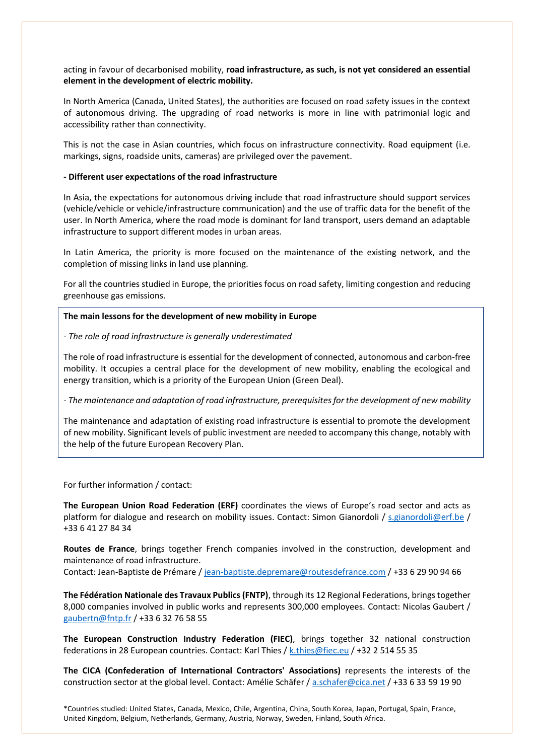acting in favour of decarbonised mobility, **road infrastructure, as such, is not yet considered an essential element in the development of electric mobility.**

In North America (Canada, United States), the authorities are focused on road safety issues in the context of autonomous driving. The upgrading of road networks is more in line with patrimonial logic and accessibility rather than connectivity.

This is not the case in Asian countries, which focus on infrastructure connectivity. Road equipment (i.e. markings, signs, roadside units, cameras) are privileged over the pavement.

**- Different user expectations of the road infrastructure**

In Asia, the expectations for autonomous driving include that road infrastructure should support services (vehicle/vehicle or vehicle/infrastructure communication) and the use of traffic data for the benefit of the user. In North America, where the road mode is dominant for land transport, users demand an adaptable infrastructure to support different modes in urban areas.

In Latin America, the priority is more focused on the maintenance of the existing network, and the completion of missing links in land use planning.

For all the countries studied in Europe, the priorities focus on road safety, limiting congestion and reducing greenhouse gas emissions.

**The main lessons for the development of new mobility in Europe**

*- The role of road infrastructure is generally underestimated*

The role of road infrastructure is essential for the development of connected, autonomous and carbon-free mobility. It occupies a central place for the development of new mobility, enabling the ecological and energy transition, which is a priority of the European Union (Green Deal).

*- The maintenance and adaptation of road infrastructure, prerequisites for the development of new mobility*

The maintenance and adaptation of existing road infrastructure is essential to promote the development of new mobility. Significant levels of public investment are needed to accompany this change, notably with the help of the future European Recovery Plan.

For further information / contact:

**The European Union Road Federation (ERF)** coordinates the views of Europe's road sector and acts as platform for dialogue and research on mobility issues. Contact: Simon Gianordoli / s.gianordoli@erf.be / +33 6 41 27 84 34

**Routes de France**, brings together French companies involved in the construction, development and maintenance of road infrastructure.
Contact: Jean-Baptiste de Prémare / jean-baptiste.depremare@routesdefrance.com / +33 6 29 90 94 66

**The Fédération Nationale des Travaux Publics (FNTP)**, through its 12 Regional Federations, brings together 8,000 companies involved in public works and represents 300,000 employees. Contact: Nicolas Gaubert / gaubertn@fntp.fr / +33 6 32 76 58 55

**The European Construction Industry Federation (FIEC)**, brings together 32 national construction federations in 28 European countries. Contact: Karl Thies / k.thies@fiec.eu / +32 2 514 55 35

**The CICA (Confederation of International Contractors' Associations)** represents the interests of the construction sector at the global level. Contact: Amélie Schäfer / a.schafer@cica.net / +33 6 33 59 19 90

*Countries studied: United States, Canada, Mexico, Chile, Argentina, China, South Korea, Japan, Portugal, Spain, France, United Kingdom, Belgium, Netherlands, Germany, Austria, Norway, Sweden, Finland, South Africa.